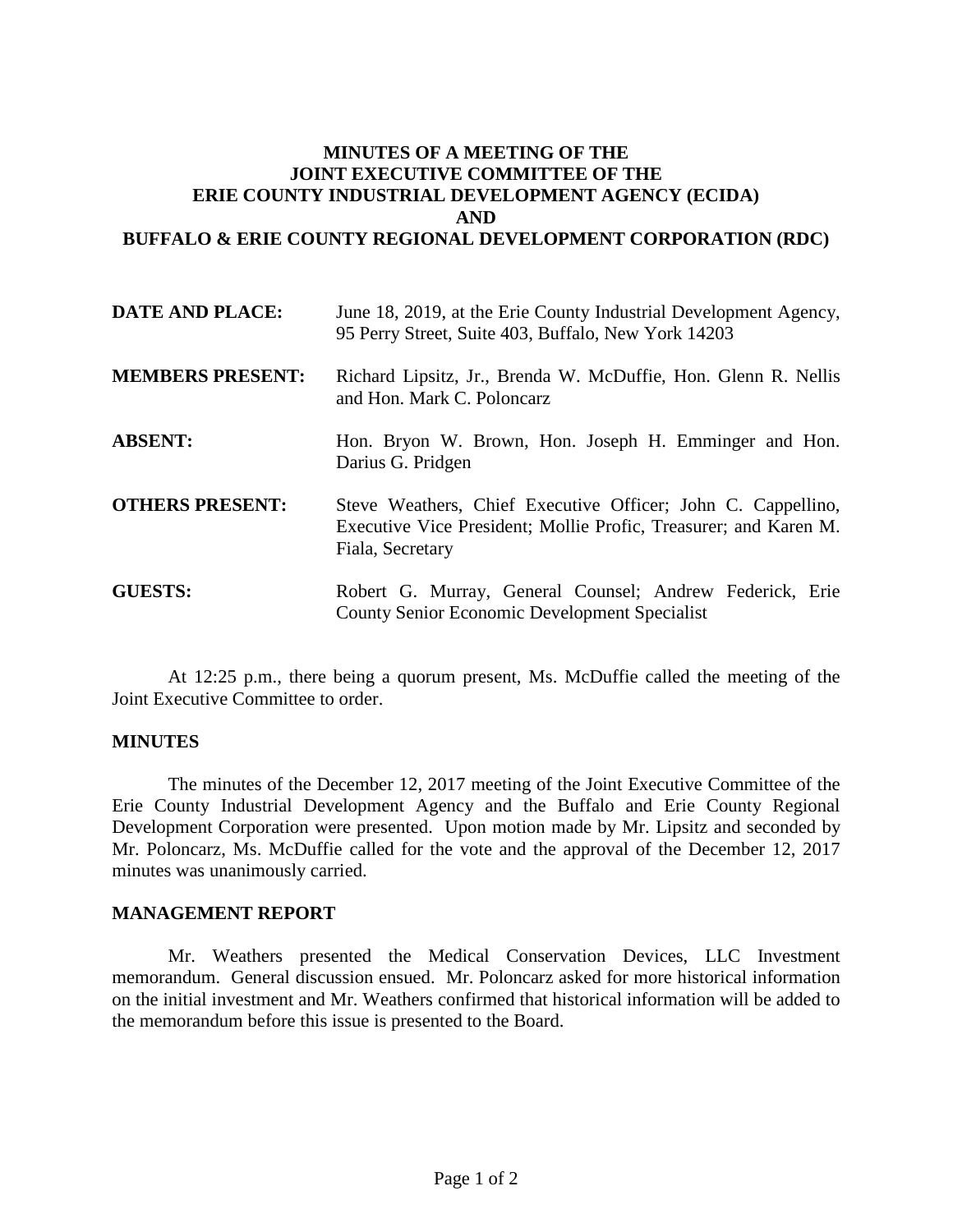# MINUTES OF A MEETING OF THE JOINT EXECUTIVE COMMITTEE OF THE ERIE COUNTY INDUSTRIAL DEVELOPMENT AGENCY (ECIDA) AND BUFFALO & ERIE COUNTY REGIONAL DEVELOPMENT CORPORATION (RDC)

**DATE AND PLACE:** June 18, 2019, at the Erie County Industrial Development Agency, 95 Perry Street, Suite 403, Buffalo, New York 14203

**MEMBERS PRESENT:** Richard Lipsitz, Jr., Brenda W. McDuffie, Hon. Glenn R. Nellis and Hon. Mark C. Poloncarz

**ABSENT:** Hon. Bryon W. Brown, Hon. Joseph H. Emminger and Hon. Darius G. Pridgen

**OTHERS PRESENT:** Steve Weathers, Chief Executive Officer; John C. Cappellino, Executive Vice President; Mollie Profic, Treasurer; and Karen M. Fiala, Secretary

**GUESTS:** Robert G. Murray, General Counsel; Andrew Federick, Erie County Senior Economic Development Specialist

At 12:25 p.m., there being a quorum present, Ms. McDuffie called the meeting of the Joint Executive Committee to order.

## MINUTES

The minutes of the December 12, 2017 meeting of the Joint Executive Committee of the Erie County Industrial Development Agency and the Buffalo and Erie County Regional Development Corporation were presented. Upon motion made by Mr. Lipsitz and seconded by Mr. Poloncarz, Ms. McDuffie called for the vote and the approval of the December 12, 2017 minutes was unanimously carried.

## MANAGEMENT REPORT

Mr. Weathers presented the Medical Conservation Devices, LLC Investment memorandum. General discussion ensued. Mr. Poloncarz asked for more historical information on the initial investment and Mr. Weathers confirmed that historical information will be added to the memorandum before this issue is presented to the Board.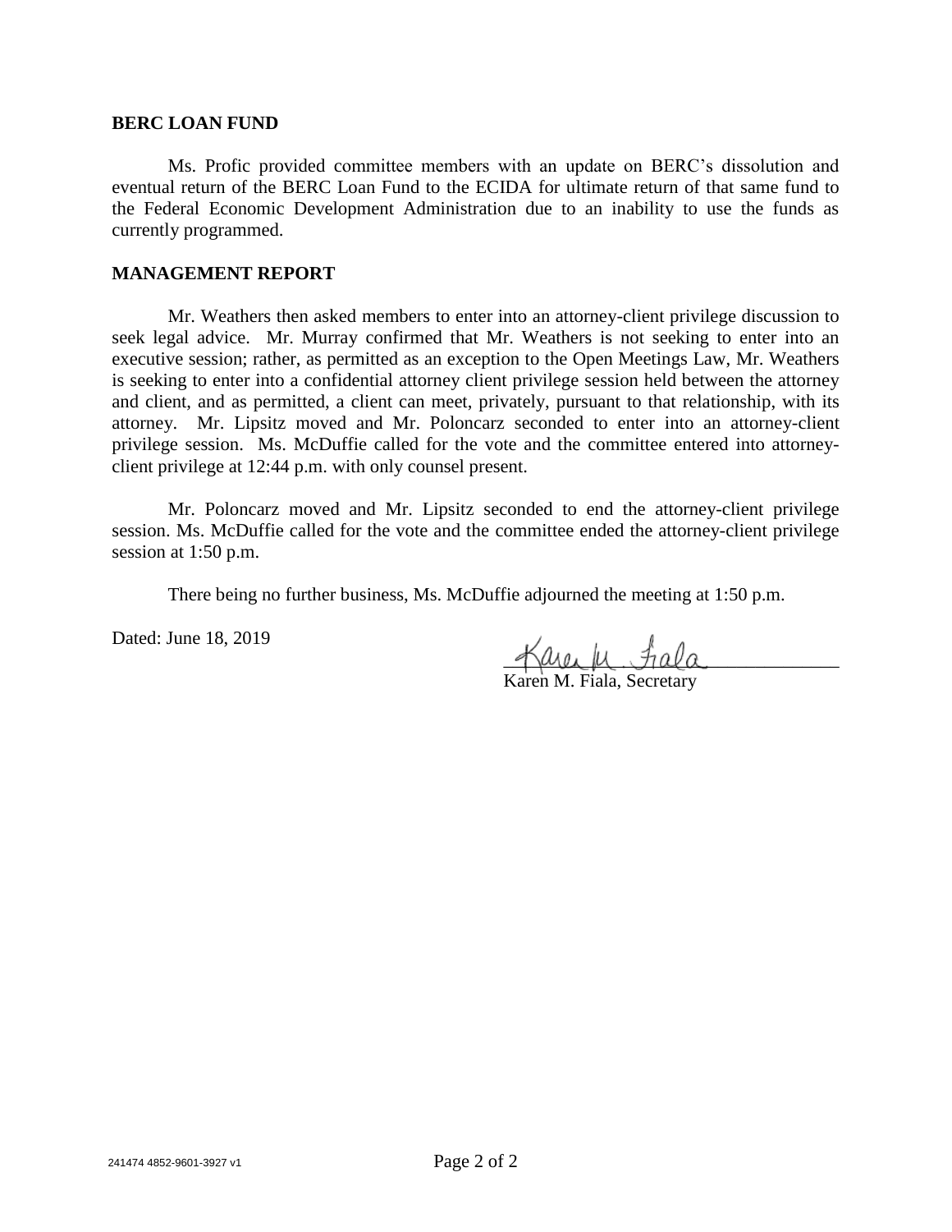## BERC LOAN FUND

Ms. Profic provided committee members with an update on BERC's dissolution and eventual return of the BERC Loan Fund to the ECIDA for ultimate return of that same fund to the Federal Economic Development Administration due to an inability to use the funds as currently programmed.

## MANAGEMENT REPORT

Mr. Weathers then asked members to enter into an attorney-client privilege discussion to seek legal advice. Mr. Murray confirmed that Mr. Weathers is not seeking to enter into an executive session; rather, as permitted as an exception to the Open Meetings Law, Mr. Weathers is seeking to enter into a confidential attorney client privilege session held between the attorney and client, and as permitted, a client can meet, privately, pursuant to that relationship, with its attorney. Mr. Lipsitz moved and Mr. Poloncarz seconded to enter into an attorney-client privilege session. Ms. McDuffie called for the vote and the committee entered into attorney-client privilege at 12:44 p.m. with only counsel present.

Mr. Poloncarz moved and Mr. Lipsitz seconded to end the attorney-client privilege session. Ms. McDuffie called for the vote and the committee ended the attorney-client privilege session at 1:50 p.m.

There being no further business, Ms. McDuffie adjourned the meeting at 1:50 p.m.

Dated: June 18, 2019

Karen M. Fiala

Karen M. Fiala, Secretary

241474 4852-9601-3927 v1